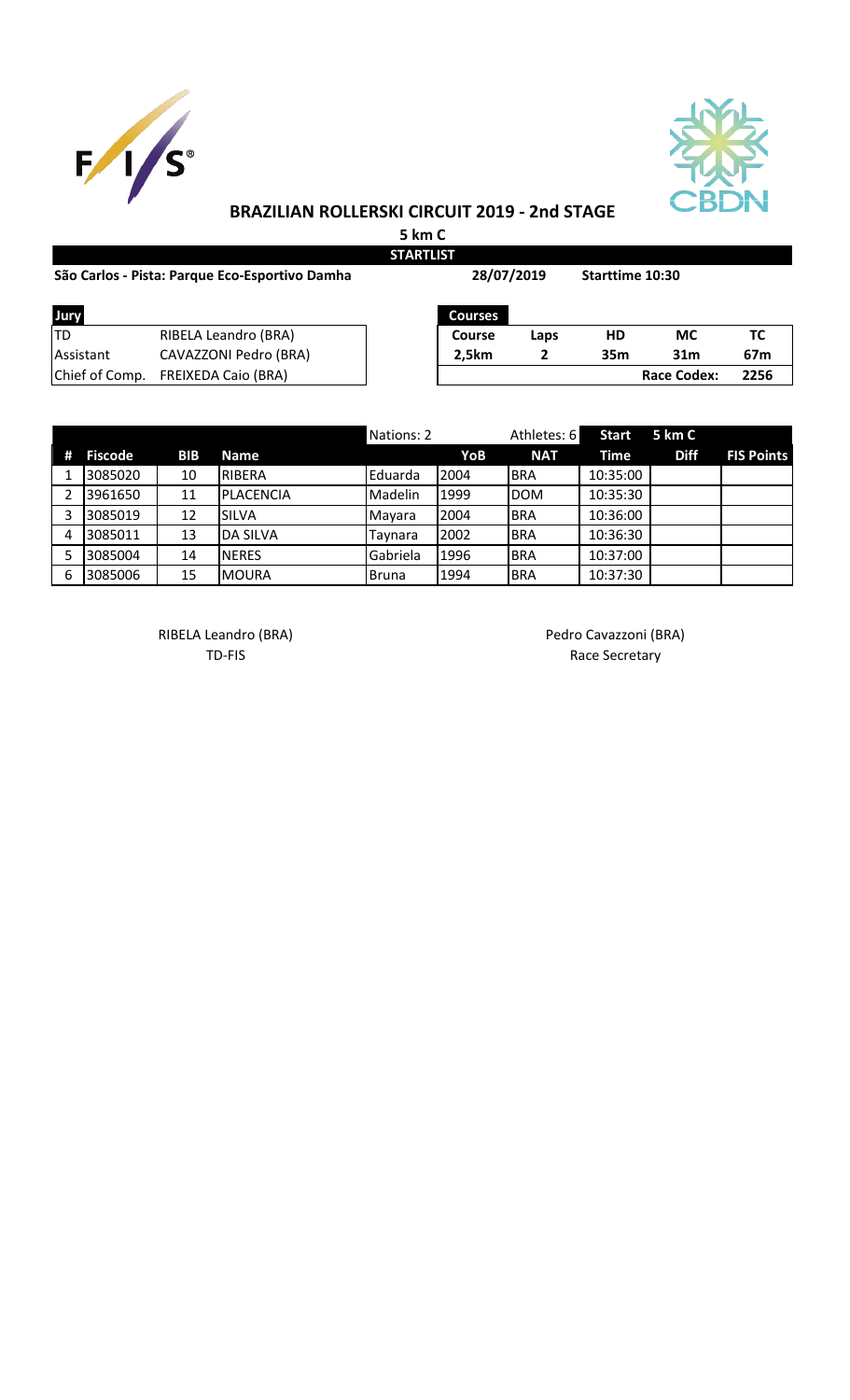# BRAZILIAN ROLLERSKI CIRCUIT 2019 - 2nd STAGE

**5 km C**

**STARTLIST**

**São Carlos - Pista: Parque Eco-Esportivo Damha** **28/07/2019** **Starttime 10:30**

| Jury | |
|---|---|
| TD | RIBELA Leandro (BRA) |
| Assistant | CAVAZZONI Pedro (BRA) |
| Chief of Comp. | FREIXEDA Caio (BRA) |

| Courses | | | | |
|---|---|---|---|---|
| Course | Laps | HD | MC | TC |
| 2,5km | 2 | 35m | 31m | 67m |
| | | | Race Codex: | 2256 |

Nations: 2 Athletes: 6

| # | Fiscode | BIB | Name | | YoB | NAT | Start Time | 5 km C Diff | FIS Points |
|---|---|---|---|---|---|---|---|---|---|
| 1 | 3085020 | 10 | RIBERA | Eduarda | 2004 | BRA | 10:35:00 | | |
| 2 | 3961650 | 11 | PLACENCIA | Madelin | 1999 | DOM | 10:35:30 | | |
| 3 | 3085019 | 12 | SILVA | Mayara | 2004 | BRA | 10:36:00 | | |
| 4 | 3085011 | 13 | DA SILVA | Taynara | 2002 | BRA | 10:36:30 | | |
| 5 | 3085004 | 14 | NERES | Gabriela | 1996 | BRA | 10:37:00 | | |
| 6 | 3085006 | 15 | MOURA | Bruna | 1994 | BRA | 10:37:30 | | |

RIBELA Leandro (BRA)
TD-FIS

Pedro Cavazzoni (BRA)
Race Secretary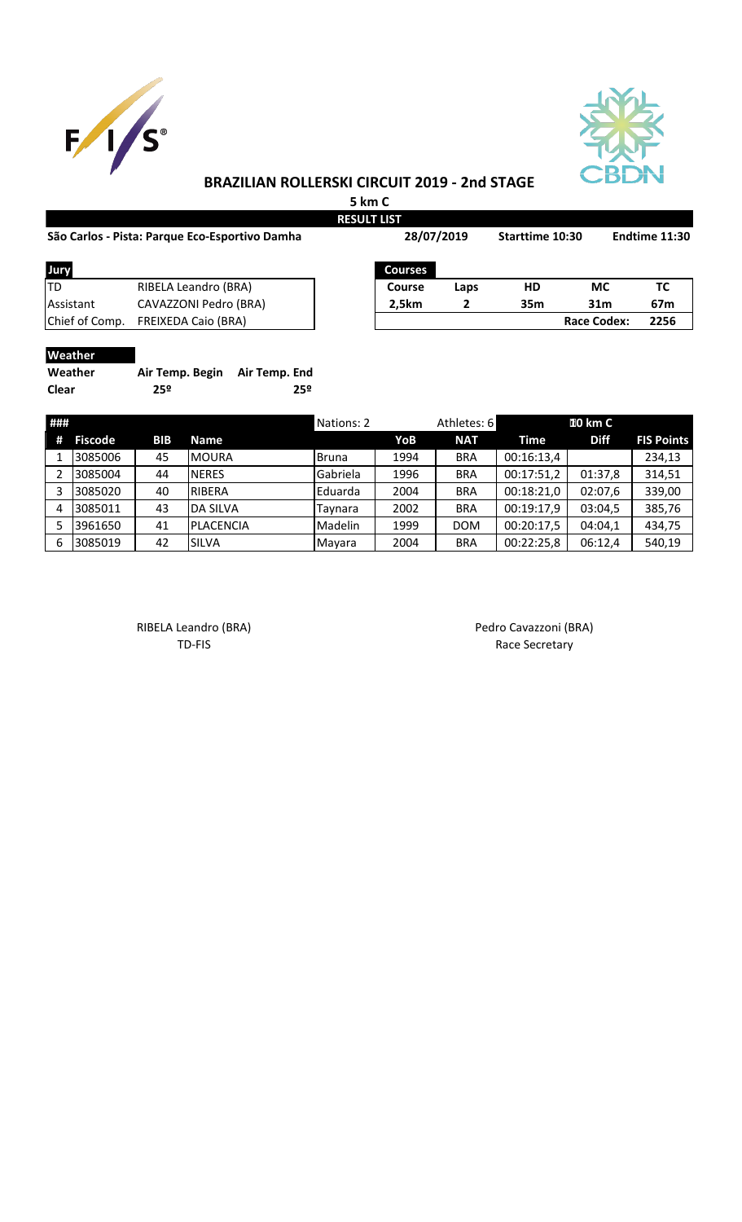## BRAZILIAN ROLLERSKI CIRCUIT 2019 - 2nd STAGE

**5 km C**

**RESULT LIST**

**São Carlos - Pista: Parque Eco-Esportivo Damha** | **28/07/2019** | **Starttime 10:30** | **Endtime 11:30**

| Jury | |
|---|---|
| TD | RIBELA Leandro (BRA) |
| Assistant | CAVAZZONI Pedro (BRA) |
| Chief of Comp. | FREIXEDA Caio (BRA) |

| Courses | | | | |
|---|---|---|---|---|
| Course | Laps | HD | MC | TC |
| 2,5km | 2 | 35m | 31m | 67m |
| | | | Race Codex: | 2256 |

**Weather**

| Weather | Air Temp. Begin | Air Temp. End |
|---|---|---|
| Clear | 25º | 25º |

| ### | | | | Nations: 2 | | Athletes: 6 | 10 km C | | |
|---|---|---|---|---|---|---|---|---|---|
| # | Fiscode | BIB | Name | | YoB | NAT | Time | Diff | FIS Points |
| 1 | 3085006 | 45 | MOURA | Bruna | 1994 | BRA | 00:16:13,4 | | 234,13 |
| 2 | 3085004 | 44 | NERES | Gabriela | 1996 | BRA | 00:17:51,2 | 01:37,8 | 314,51 |
| 3 | 3085020 | 40 | RIBERA | Eduarda | 2004 | BRA | 00:18:21,0 | 02:07,6 | 339,00 |
| 4 | 3085011 | 43 | DA SILVA | Taynara | 2002 | BRA | 00:19:17,9 | 03:04,5 | 385,76 |
| 5 | 3961650 | 41 | PLACENCIA | Madelin | 1999 | DOM | 00:20:17,5 | 04:04,1 | 434,75 |
| 6 | 3085019 | 42 | SILVA | Mayara | 2004 | BRA | 00:22:25,8 | 06:12,4 | 540,19 |

RIBELA Leandro (BRA)
TD-FIS

Pedro Cavazzoni (BRA)
Race Secretary